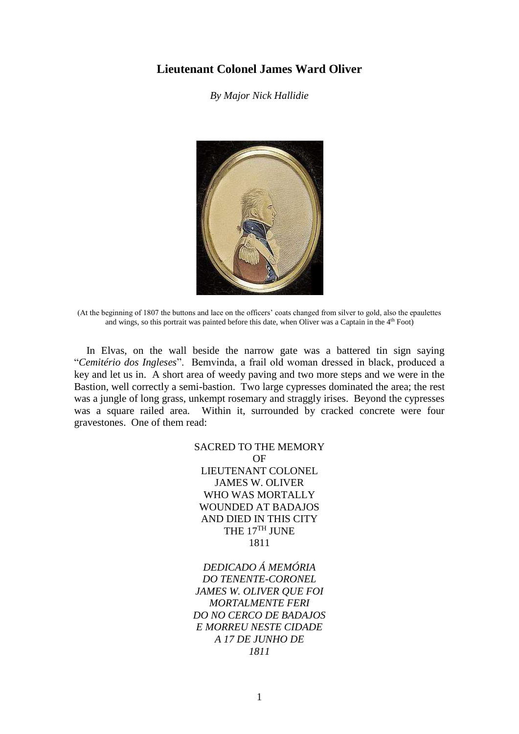# Lieutenant Colonel James Ward Oliver

*By Major Nick Hallidie*

(At the beginning of 1807 the buttons and lace on the officers' coats changed from silver to gold, also the epaulettes and wings, so this portrait was painted before this date, when Oliver was a Captain in the 4th Foot)

In Elvas, on the wall beside the narrow gate was a battered tin sign saying "*Cemitério dos Ingleses*". Bemvinda, a frail old woman dressed in black, produced a key and let us in. A short area of weedy paving and two more steps and we were in the Bastion, well correctly a semi-bastion. Two large cypresses dominated the area; the rest was a jungle of long grass, unkempt rosemary and straggly irises. Beyond the cypresses was a square railed area. Within it, surrounded by cracked concrete were four gravestones. One of them read:

SACRED TO THE MEMORY
OF
LIEUTENANT COLONEL
JAMES W. OLIVER
WHO WAS MORTALLY
WOUNDED AT BADAJOS
AND DIED IN THIS CITY
THE 17TH JUNE
1811

*DEDICADO Á MEMÓRIA*
*DO TENENTE-CORONEL*
*JAMES W. OLIVER QUE FOI*
*MORTALMENTE FERI*
*DO NO CERCO DE BADAJOS*
*E MORREU NESTE CIDADE*
*A 17 DE JUNHO DE*
*1811*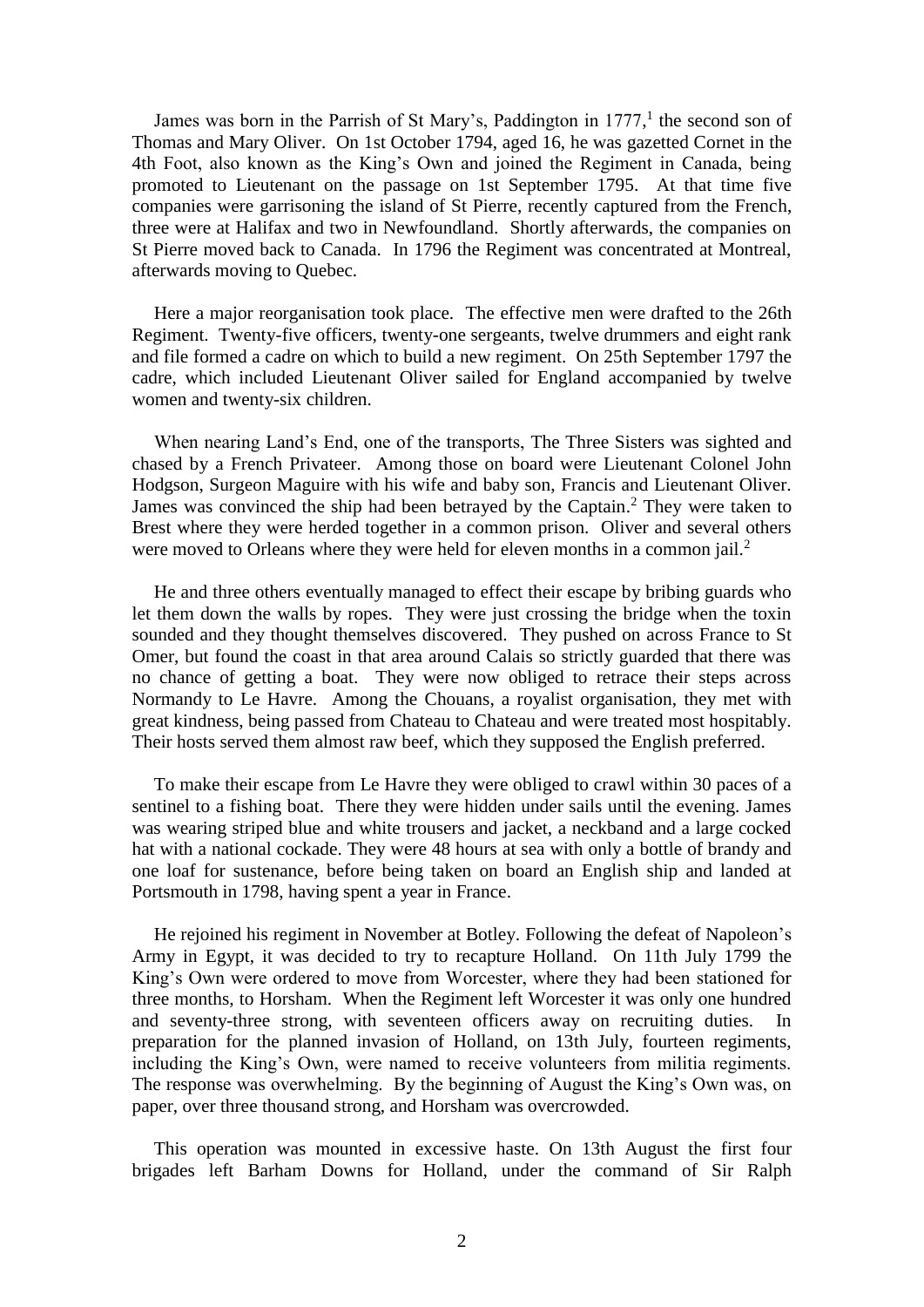James was born in the Parrish of St Mary's, Paddington in 1777,[1] the second son of Thomas and Mary Oliver. On 1st October 1794, aged 16, he was gazetted Cornet in the 4th Foot, also known as the King's Own and joined the Regiment in Canada, being promoted to Lieutenant on the passage on 1st September 1795. At that time five companies were garrisoning the island of St Pierre, recently captured from the French, three were at Halifax and two in Newfoundland. Shortly afterwards, the companies on St Pierre moved back to Canada. In 1796 the Regiment was concentrated at Montreal, afterwards moving to Quebec.

Here a major reorganisation took place. The effective men were drafted to the 26th Regiment. Twenty-five officers, twenty-one sergeants, twelve drummers and eight rank and file formed a cadre on which to build a new regiment. On 25th September 1797 the cadre, which included Lieutenant Oliver sailed for England accompanied by twelve women and twenty-six children.

When nearing Land's End, one of the transports, The Three Sisters was sighted and chased by a French Privateer. Among those on board were Lieutenant Colonel John Hodgson, Surgeon Maguire with his wife and baby son, Francis and Lieutenant Oliver. James was convinced the ship had been betrayed by the Captain.[2] They were taken to Brest where they were herded together in a common prison. Oliver and several others were moved to Orleans where they were held for eleven months in a common jail.[2]

He and three others eventually managed to effect their escape by bribing guards who let them down the walls by ropes. They were just crossing the bridge when the toxin sounded and they thought themselves discovered. They pushed on across France to St Omer, but found the coast in that area around Calais so strictly guarded that there was no chance of getting a boat. They were now obliged to retrace their steps across Normandy to Le Havre. Among the Chouans, a royalist organisation, they met with great kindness, being passed from Chateau to Chateau and were treated most hospitably. Their hosts served them almost raw beef, which they supposed the English preferred.

To make their escape from Le Havre they were obliged to crawl within 30 paces of a sentinel to a fishing boat. There they were hidden under sails until the evening. James was wearing striped blue and white trousers and jacket, a neckband and a large cocked hat with a national cockade. They were 48 hours at sea with only a bottle of brandy and one loaf for sustenance, before being taken on board an English ship and landed at Portsmouth in 1798, having spent a year in France.

He rejoined his regiment in November at Botley. Following the defeat of Napoleon's Army in Egypt, it was decided to try to recapture Holland. On 11th July 1799 the King's Own were ordered to move from Worcester, where they had been stationed for three months, to Horsham. When the Regiment left Worcester it was only one hundred and seventy-three strong, with seventeen officers away on recruiting duties. In preparation for the planned invasion of Holland, on 13th July, fourteen regiments, including the King's Own, were named to receive volunteers from militia regiments. The response was overwhelming. By the beginning of August the King's Own was, on paper, over three thousand strong, and Horsham was overcrowded.

This operation was mounted in excessive haste. On 13th August the first four brigades left Barham Downs for Holland, under the command of Sir Ralph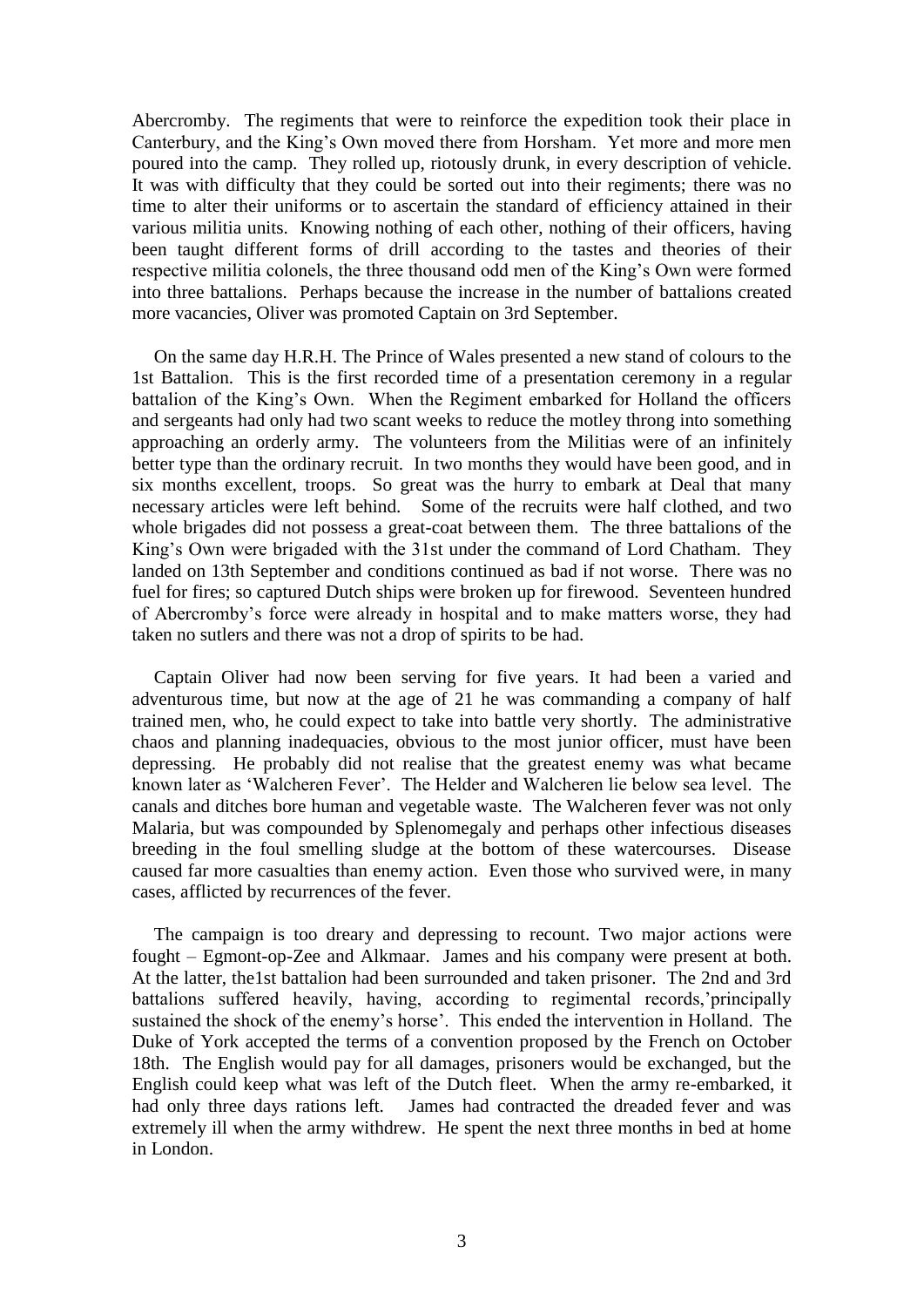Abercromby. The regiments that were to reinforce the expedition took their place in Canterbury, and the King's Own moved there from Horsham. Yet more and more men poured into the camp. They rolled up, riotously drunk, in every description of vehicle. It was with difficulty that they could be sorted out into their regiments; there was no time to alter their uniforms or to ascertain the standard of efficiency attained in their various militia units. Knowing nothing of each other, nothing of their officers, having been taught different forms of drill according to the tastes and theories of their respective militia colonels, the three thousand odd men of the King's Own were formed into three battalions. Perhaps because the increase in the number of battalions created more vacancies, Oliver was promoted Captain on 3rd September.

On the same day H.R.H. The Prince of Wales presented a new stand of colours to the 1st Battalion. This is the first recorded time of a presentation ceremony in a regular battalion of the King's Own. When the Regiment embarked for Holland the officers and sergeants had only had two scant weeks to reduce the motley throng into something approaching an orderly army. The volunteers from the Militias were of an infinitely better type than the ordinary recruit. In two months they would have been good, and in six months excellent, troops. So great was the hurry to embark at Deal that many necessary articles were left behind. Some of the recruits were half clothed, and two whole brigades did not possess a great-coat between them. The three battalions of the King's Own were brigaded with the 31st under the command of Lord Chatham. They landed on 13th September and conditions continued as bad if not worse. There was no fuel for fires; so captured Dutch ships were broken up for firewood. Seventeen hundred of Abercromby's force were already in hospital and to make matters worse, they had taken no sutlers and there was not a drop of spirits to be had.

Captain Oliver had now been serving for five years. It had been a varied and adventurous time, but now at the age of 21 he was commanding a company of half trained men, who, he could expect to take into battle very shortly. The administrative chaos and planning inadequacies, obvious to the most junior officer, must have been depressing. He probably did not realise that the greatest enemy was what became known later as 'Walcheren Fever'. The Helder and Walcheren lie below sea level. The canals and ditches bore human and vegetable waste. The Walcheren fever was not only Malaria, but was compounded by Splenomegaly and perhaps other infectious diseases breeding in the foul smelling sludge at the bottom of these watercourses. Disease caused far more casualties than enemy action. Even those who survived were, in many cases, afflicted by recurrences of the fever.

The campaign is too dreary and depressing to recount. Two major actions were fought – Egmont-op-Zee and Alkmaar. James and his company were present at both. At the latter, the1st battalion had been surrounded and taken prisoner. The 2nd and 3rd battalions suffered heavily, having, according to regimental records,'principally sustained the shock of the enemy's horse'. This ended the intervention in Holland. The Duke of York accepted the terms of a convention proposed by the French on October 18th. The English would pay for all damages, prisoners would be exchanged, but the English could keep what was left of the Dutch fleet. When the army re-embarked, it had only three days rations left. James had contracted the dreaded fever and was extremely ill when the army withdrew. He spent the next three months in bed at home in London.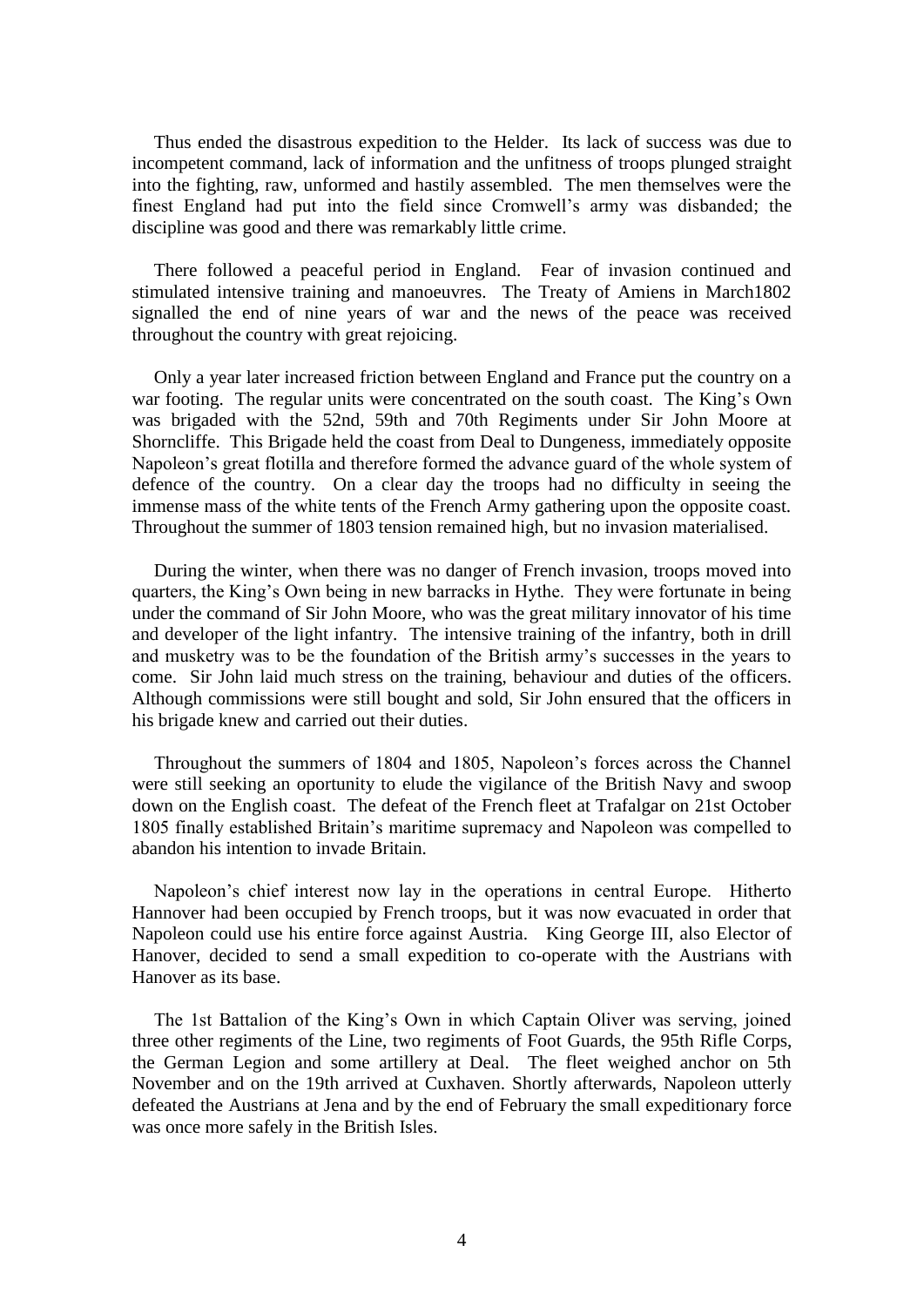Thus ended the disastrous expedition to the Helder. Its lack of success was due to incompetent command, lack of information and the unfitness of troops plunged straight into the fighting, raw, unformed and hastily assembled. The men themselves were the finest England had put into the field since Cromwell's army was disbanded; the discipline was good and there was remarkably little crime.

There followed a peaceful period in England. Fear of invasion continued and stimulated intensive training and manoeuvres. The Treaty of Amiens in March1802 signalled the end of nine years of war and the news of the peace was received throughout the country with great rejoicing.

Only a year later increased friction between England and France put the country on a war footing. The regular units were concentrated on the south coast. The King's Own was brigaded with the 52nd, 59th and 70th Regiments under Sir John Moore at Shorncliffe. This Brigade held the coast from Deal to Dungeness, immediately opposite Napoleon's great flotilla and therefore formed the advance guard of the whole system of defence of the country. On a clear day the troops had no difficulty in seeing the immense mass of the white tents of the French Army gathering upon the opposite coast. Throughout the summer of 1803 tension remained high, but no invasion materialised.

During the winter, when there was no danger of French invasion, troops moved into quarters, the King's Own being in new barracks in Hythe. They were fortunate in being under the command of Sir John Moore, who was the great military innovator of his time and developer of the light infantry. The intensive training of the infantry, both in drill and musketry was to be the foundation of the British army's successes in the years to come. Sir John laid much stress on the training, behaviour and duties of the officers. Although commissions were still bought and sold, Sir John ensured that the officers in his brigade knew and carried out their duties.

Throughout the summers of 1804 and 1805, Napoleon's forces across the Channel were still seeking an oportunity to elude the vigilance of the British Navy and swoop down on the English coast. The defeat of the French fleet at Trafalgar on 21st October 1805 finally established Britain's maritime supremacy and Napoleon was compelled to abandon his intention to invade Britain.

Napoleon's chief interest now lay in the operations in central Europe. Hitherto Hannover had been occupied by French troops, but it was now evacuated in order that Napoleon could use his entire force against Austria. King George III, also Elector of Hanover, decided to send a small expedition to co-operate with the Austrians with Hanover as its base.

The 1st Battalion of the King's Own in which Captain Oliver was serving, joined three other regiments of the Line, two regiments of Foot Guards, the 95th Rifle Corps, the German Legion and some artillery at Deal. The fleet weighed anchor on 5th November and on the 19th arrived at Cuxhaven. Shortly afterwards, Napoleon utterly defeated the Austrians at Jena and by the end of February the small expeditionary force was once more safely in the British Isles.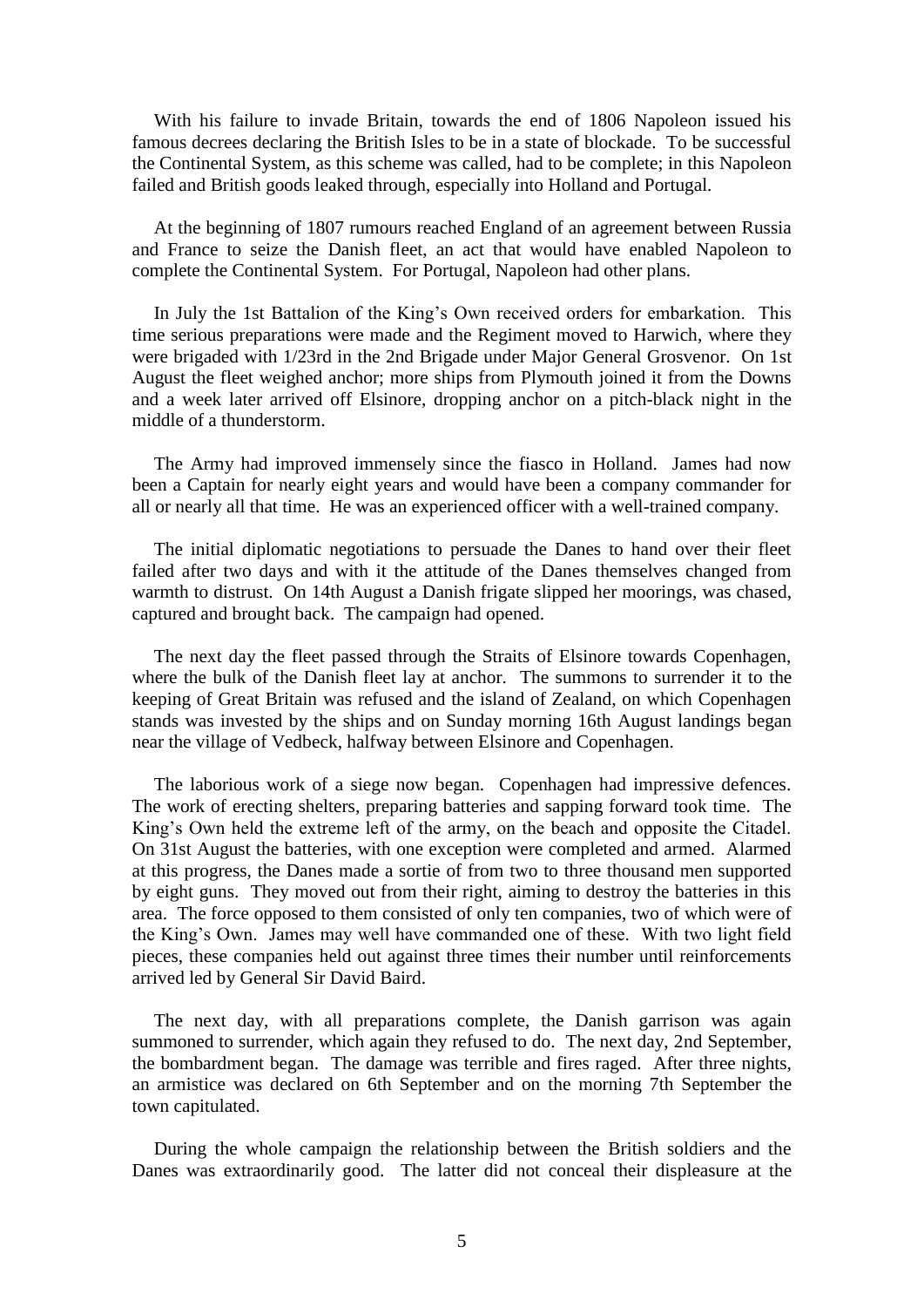With his failure to invade Britain, towards the end of 1806 Napoleon issued his famous decrees declaring the British Isles to be in a state of blockade. To be successful the Continental System, as this scheme was called, had to be complete; in this Napoleon failed and British goods leaked through, especially into Holland and Portugal.

At the beginning of 1807 rumours reached England of an agreement between Russia and France to seize the Danish fleet, an act that would have enabled Napoleon to complete the Continental System. For Portugal, Napoleon had other plans.

In July the 1st Battalion of the King's Own received orders for embarkation. This time serious preparations were made and the Regiment moved to Harwich, where they were brigaded with 1/23rd in the 2nd Brigade under Major General Grosvenor. On 1st August the fleet weighed anchor; more ships from Plymouth joined it from the Downs and a week later arrived off Elsinore, dropping anchor on a pitch-black night in the middle of a thunderstorm.

The Army had improved immensely since the fiasco in Holland. James had now been a Captain for nearly eight years and would have been a company commander for all or nearly all that time. He was an experienced officer with a well-trained company.

The initial diplomatic negotiations to persuade the Danes to hand over their fleet failed after two days and with it the attitude of the Danes themselves changed from warmth to distrust. On 14th August a Danish frigate slipped her moorings, was chased, captured and brought back. The campaign had opened.

The next day the fleet passed through the Straits of Elsinore towards Copenhagen, where the bulk of the Danish fleet lay at anchor. The summons to surrender it to the keeping of Great Britain was refused and the island of Zealand, on which Copenhagen stands was invested by the ships and on Sunday morning 16th August landings began near the village of Vedbeck, halfway between Elsinore and Copenhagen.

The laborious work of a siege now began. Copenhagen had impressive defences. The work of erecting shelters, preparing batteries and sapping forward took time. The King's Own held the extreme left of the army, on the beach and opposite the Citadel. On 31st August the batteries, with one exception were completed and armed. Alarmed at this progress, the Danes made a sortie of from two to three thousand men supported by eight guns. They moved out from their right, aiming to destroy the batteries in this area. The force opposed to them consisted of only ten companies, two of which were of the King's Own. James may well have commanded one of these. With two light field pieces, these companies held out against three times their number until reinforcements arrived led by General Sir David Baird.

The next day, with all preparations complete, the Danish garrison was again summoned to surrender, which again they refused to do. The next day, 2nd September, the bombardment began. The damage was terrible and fires raged. After three nights, an armistice was declared on 6th September and on the morning 7th September the town capitulated.

During the whole campaign the relationship between the British soldiers and the Danes was extraordinarily good. The latter did not conceal their displeasure at the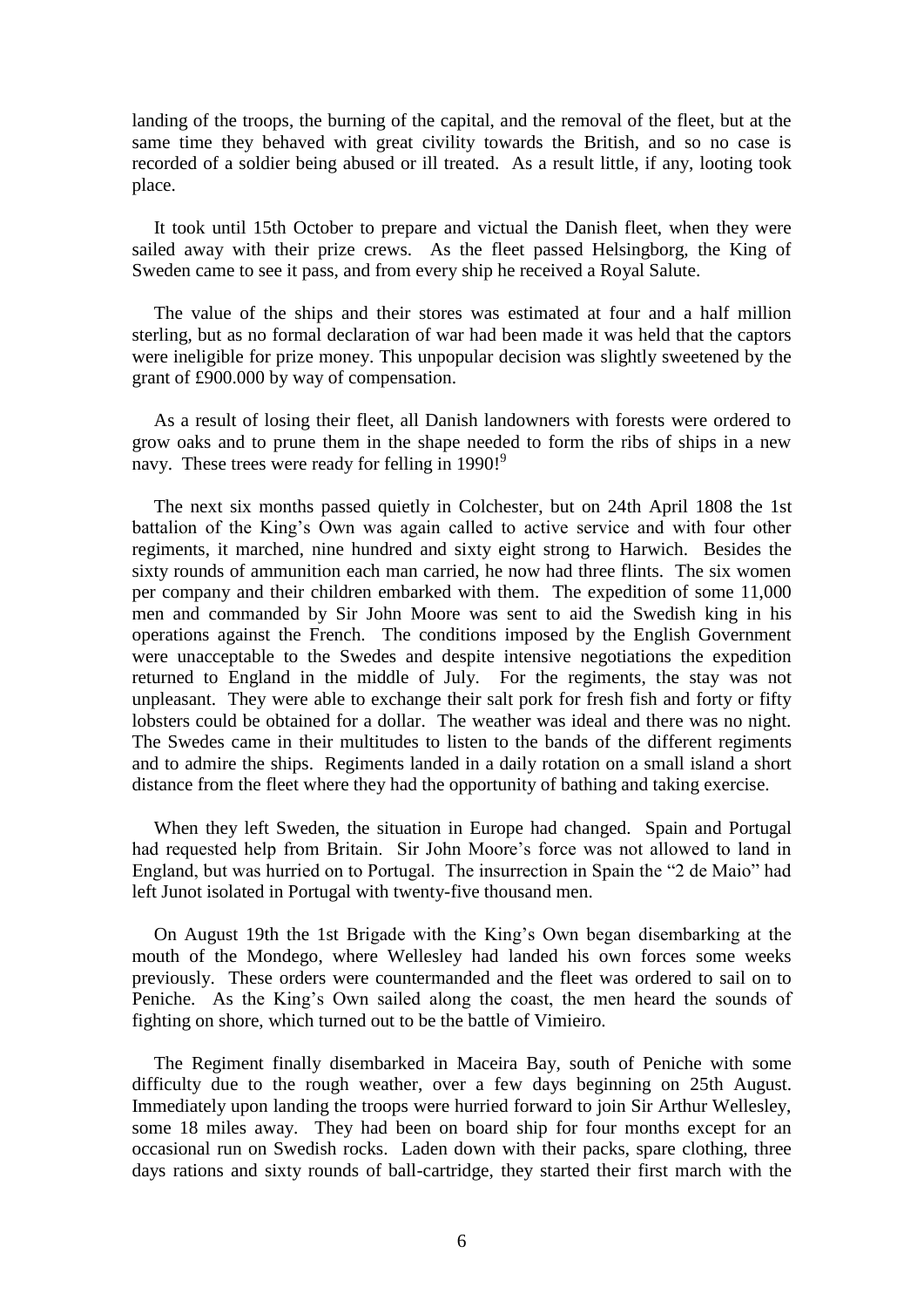landing of the troops, the burning of the capital, and the removal of the fleet, but at the same time they behaved with great civility towards the British, and so no case is recorded of a soldier being abused or ill treated. As a result little, if any, looting took place.

It took until 15th October to prepare and victual the Danish fleet, when they were sailed away with their prize crews. As the fleet passed Helsingborg, the King of Sweden came to see it pass, and from every ship he received a Royal Salute.

The value of the ships and their stores was estimated at four and a half million sterling, but as no formal declaration of war had been made it was held that the captors were ineligible for prize money. This unpopular decision was slightly sweetened by the grant of £900.000 by way of compensation.

As a result of losing their fleet, all Danish landowners with forests were ordered to grow oaks and to prune them in the shape needed to form the ribs of ships in a new navy. These trees were ready for felling in 1990![9]

The next six months passed quietly in Colchester, but on 24th April 1808 the 1st battalion of the King's Own was again called to active service and with four other regiments, it marched, nine hundred and sixty eight strong to Harwich. Besides the sixty rounds of ammunition each man carried, he now had three flints. The six women per company and their children embarked with them. The expedition of some 11,000 men and commanded by Sir John Moore was sent to aid the Swedish king in his operations against the French. The conditions imposed by the English Government were unacceptable to the Swedes and despite intensive negotiations the expedition returned to England in the middle of July. For the regiments, the stay was not unpleasant. They were able to exchange their salt pork for fresh fish and forty or fifty lobsters could be obtained for a dollar. The weather was ideal and there was no night. The Swedes came in their multitudes to listen to the bands of the different regiments and to admire the ships. Regiments landed in a daily rotation on a small island a short distance from the fleet where they had the opportunity of bathing and taking exercise.

When they left Sweden, the situation in Europe had changed. Spain and Portugal had requested help from Britain. Sir John Moore's force was not allowed to land in England, but was hurried on to Portugal. The insurrection in Spain the "2 de Maio" had left Junot isolated in Portugal with twenty-five thousand men.

On August 19th the 1st Brigade with the King's Own began disembarking at the mouth of the Mondego, where Wellesley had landed his own forces some weeks previously. These orders were countermanded and the fleet was ordered to sail on to Peniche. As the King's Own sailed along the coast, the men heard the sounds of fighting on shore, which turned out to be the battle of Vimieiro.

The Regiment finally disembarked in Maceira Bay, south of Peniche with some difficulty due to the rough weather, over a few days beginning on 25th August. Immediately upon landing the troops were hurried forward to join Sir Arthur Wellesley, some 18 miles away. They had been on board ship for four months except for an occasional run on Swedish rocks. Laden down with their packs, spare clothing, three days rations and sixty rounds of ball-cartridge, they started their first march with the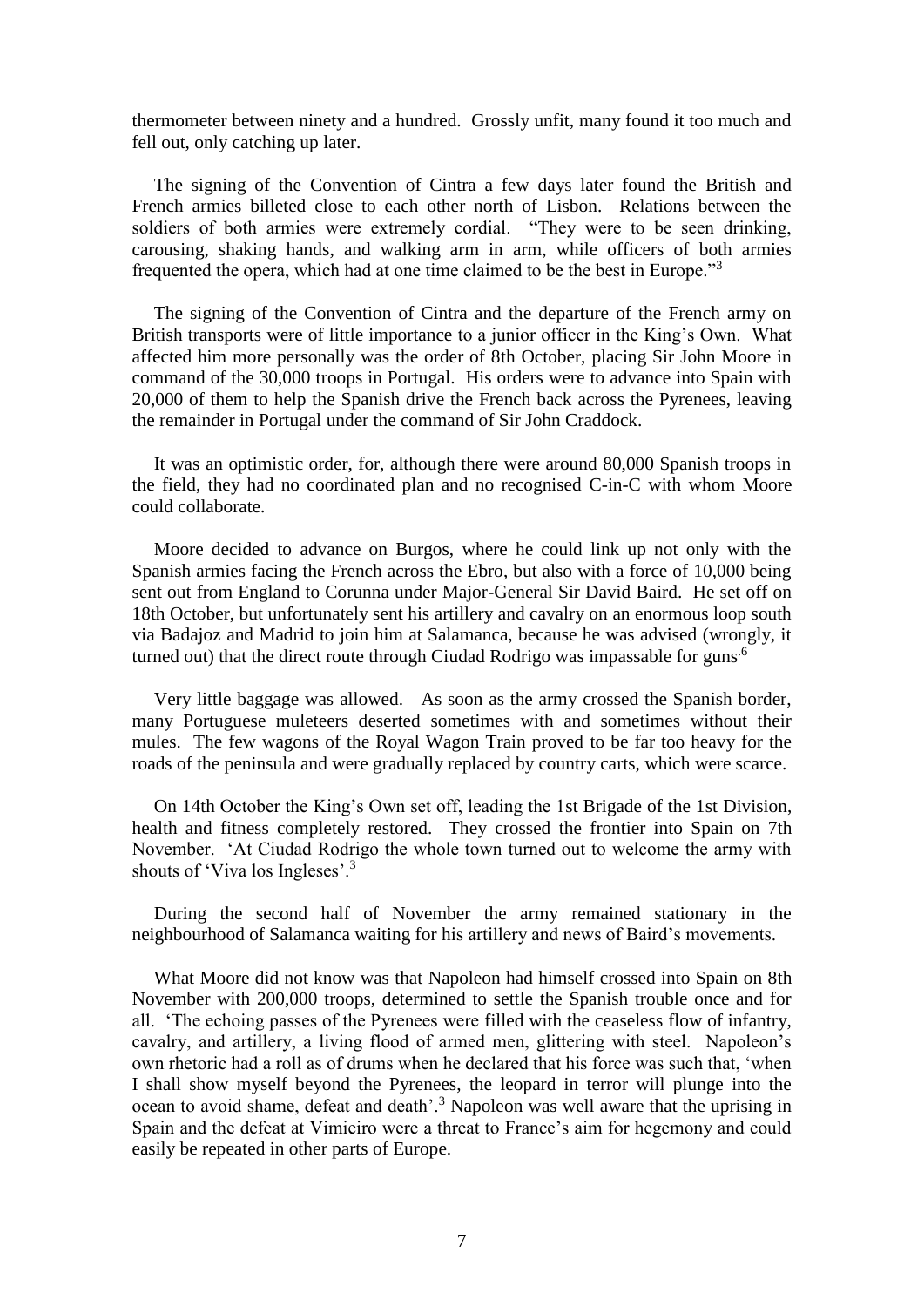thermometer between ninety and a hundred. Grossly unfit, many found it too much and fell out, only catching up later.

The signing of the Convention of Cintra a few days later found the British and French armies billeted close to each other north of Lisbon. Relations between the soldiers of both armies were extremely cordial. "They were to be seen drinking, carousing, shaking hands, and walking arm in arm, while officers of both armies frequented the opera, which had at one time claimed to be the best in Europe."[3]

The signing of the Convention of Cintra and the departure of the French army on British transports were of little importance to a junior officer in the King's Own. What affected him more personally was the order of 8th October, placing Sir John Moore in command of the 30,000 troops in Portugal. His orders were to advance into Spain with 20,000 of them to help the Spanish drive the French back across the Pyrenees, leaving the remainder in Portugal under the command of Sir John Craddock.

It was an optimistic order, for, although there were around 80,000 Spanish troops in the field, they had no coordinated plan and no recognised C-in-C with whom Moore could collaborate.

Moore decided to advance on Burgos, where he could link up not only with the Spanish armies facing the French across the Ebro, but also with a force of 10,000 being sent out from England to Corunna under Major-General Sir David Baird. He set off on 18th October, but unfortunately sent his artillery and cavalry on an enormous loop south via Badajoz and Madrid to join him at Salamanca, because he was advised (wrongly, it turned out) that the direct route through Ciudad Rodrigo was impassable for guns.[6]

Very little baggage was allowed. As soon as the army crossed the Spanish border, many Portuguese muleteers deserted sometimes with and sometimes without their mules. The few wagons of the Royal Wagon Train proved to be far too heavy for the roads of the peninsula and were gradually replaced by country carts, which were scarce.

On 14th October the King's Own set off, leading the 1st Brigade of the 1st Division, health and fitness completely restored. They crossed the frontier into Spain on 7th November. 'At Ciudad Rodrigo the whole town turned out to welcome the army with shouts of 'Viva los Ingleses'.[3]

During the second half of November the army remained stationary in the neighbourhood of Salamanca waiting for his artillery and news of Baird's movements.

What Moore did not know was that Napoleon had himself crossed into Spain on 8th November with 200,000 troops, determined to settle the Spanish trouble once and for all. 'The echoing passes of the Pyrenees were filled with the ceaseless flow of infantry, cavalry, and artillery, a living flood of armed men, glittering with steel. Napoleon's own rhetoric had a roll as of drums when he declared that his force was such that, 'when I shall show myself beyond the Pyrenees, the leopard in terror will plunge into the ocean to avoid shame, defeat and death'.[3] Napoleon was well aware that the uprising in Spain and the defeat at Vimieiro were a threat to France's aim for hegemony and could easily be repeated in other parts of Europe.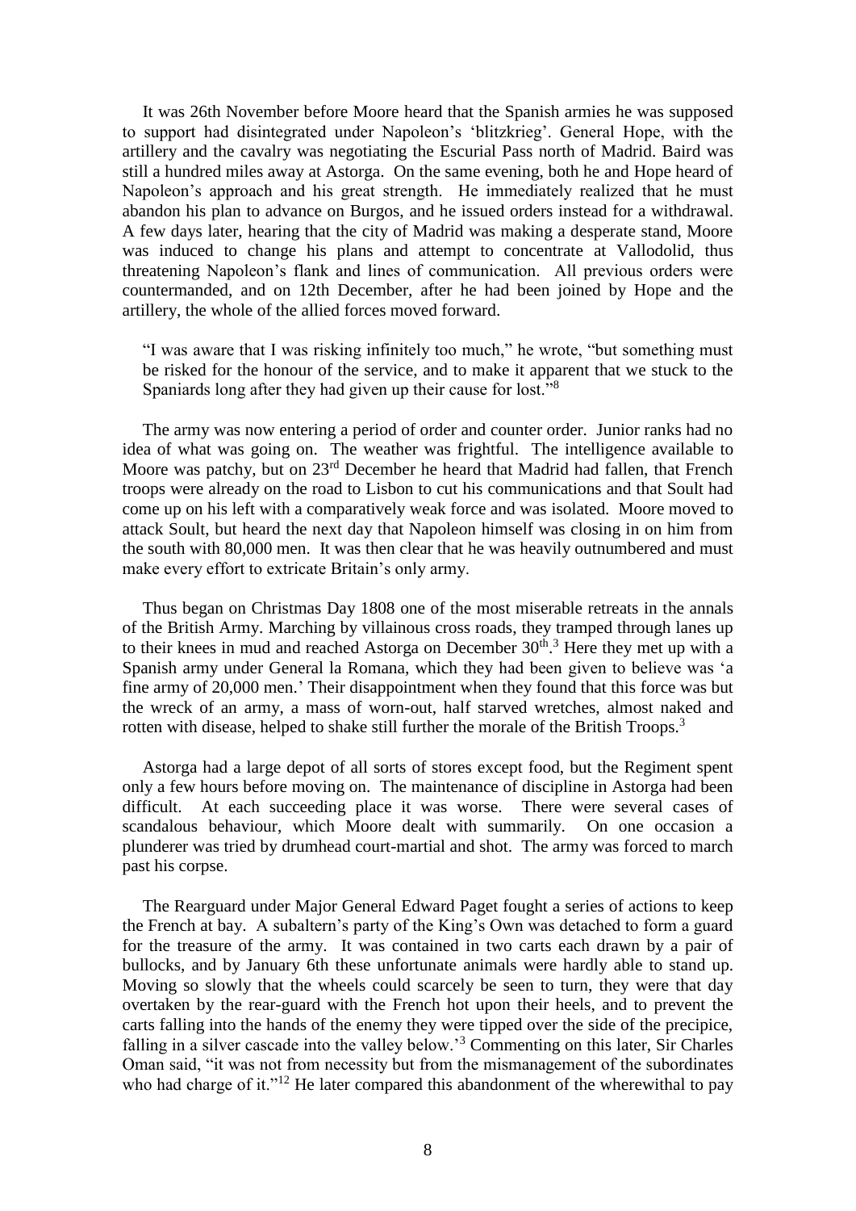It was 26th November before Moore heard that the Spanish armies he was supposed to support had disintegrated under Napoleon's 'blitzkrieg'. General Hope, with the artillery and the cavalry was negotiating the Escurial Pass north of Madrid. Baird was still a hundred miles away at Astorga. On the same evening, both he and Hope heard of Napoleon's approach and his great strength. He immediately realized that he must abandon his plan to advance on Burgos, and he issued orders instead for a withdrawal. A few days later, hearing that the city of Madrid was making a desperate stand, Moore was induced to change his plans and attempt to concentrate at Vallodolid, thus threatening Napoleon's flank and lines of communication. All previous orders were countermanded, and on 12th December, after he had been joined by Hope and the artillery, the whole of the allied forces moved forward.

> "I was aware that I was risking infinitely too much," he wrote, "but something must be risked for the honour of the service, and to make it apparent that we stuck to the Spaniards long after they had given up their cause for lost."[8]

The army was now entering a period of order and counter order. Junior ranks had no idea of what was going on. The weather was frightful. The intelligence available to Moore was patchy, but on 23rd December he heard that Madrid had fallen, that French troops were already on the road to Lisbon to cut his communications and that Soult had come up on his left with a comparatively weak force and was isolated. Moore moved to attack Soult, but heard the next day that Napoleon himself was closing in on him from the south with 80,000 men. It was then clear that he was heavily outnumbered and must make every effort to extricate Britain's only army.

Thus began on Christmas Day 1808 one of the most miserable retreats in the annals of the British Army. Marching by villainous cross roads, they tramped through lanes up to their knees in mud and reached Astorga on December 30th.[3] Here they met up with a Spanish army under General la Romana, which they had been given to believe was 'a fine army of 20,000 men.' Their disappointment when they found that this force was but the wreck of an army, a mass of worn-out, half starved wretches, almost naked and rotten with disease, helped to shake still further the morale of the British Troops.[3]

Astorga had a large depot of all sorts of stores except food, but the Regiment spent only a few hours before moving on. The maintenance of discipline in Astorga had been difficult. At each succeeding place it was worse. There were several cases of scandalous behaviour, which Moore dealt with summarily. On one occasion a plunderer was tried by drumhead court-martial and shot. The army was forced to march past his corpse.

The Rearguard under Major General Edward Paget fought a series of actions to keep the French at bay. A subaltern's party of the King's Own was detached to form a guard for the treasure of the army. It was contained in two carts each drawn by a pair of bullocks, and by January 6th these unfortunate animals were hardly able to stand up. Moving so slowly that the wheels could scarcely be seen to turn, they were that day overtaken by the rear-guard with the French hot upon their heels, and to prevent the carts falling into the hands of the enemy they were tipped over the side of the precipice, falling in a silver cascade into the valley below.'[3] Commenting on this later, Sir Charles Oman said, "it was not from necessity but from the mismanagement of the subordinates who had charge of it."[12] He later compared this abandonment of the wherewithal to pay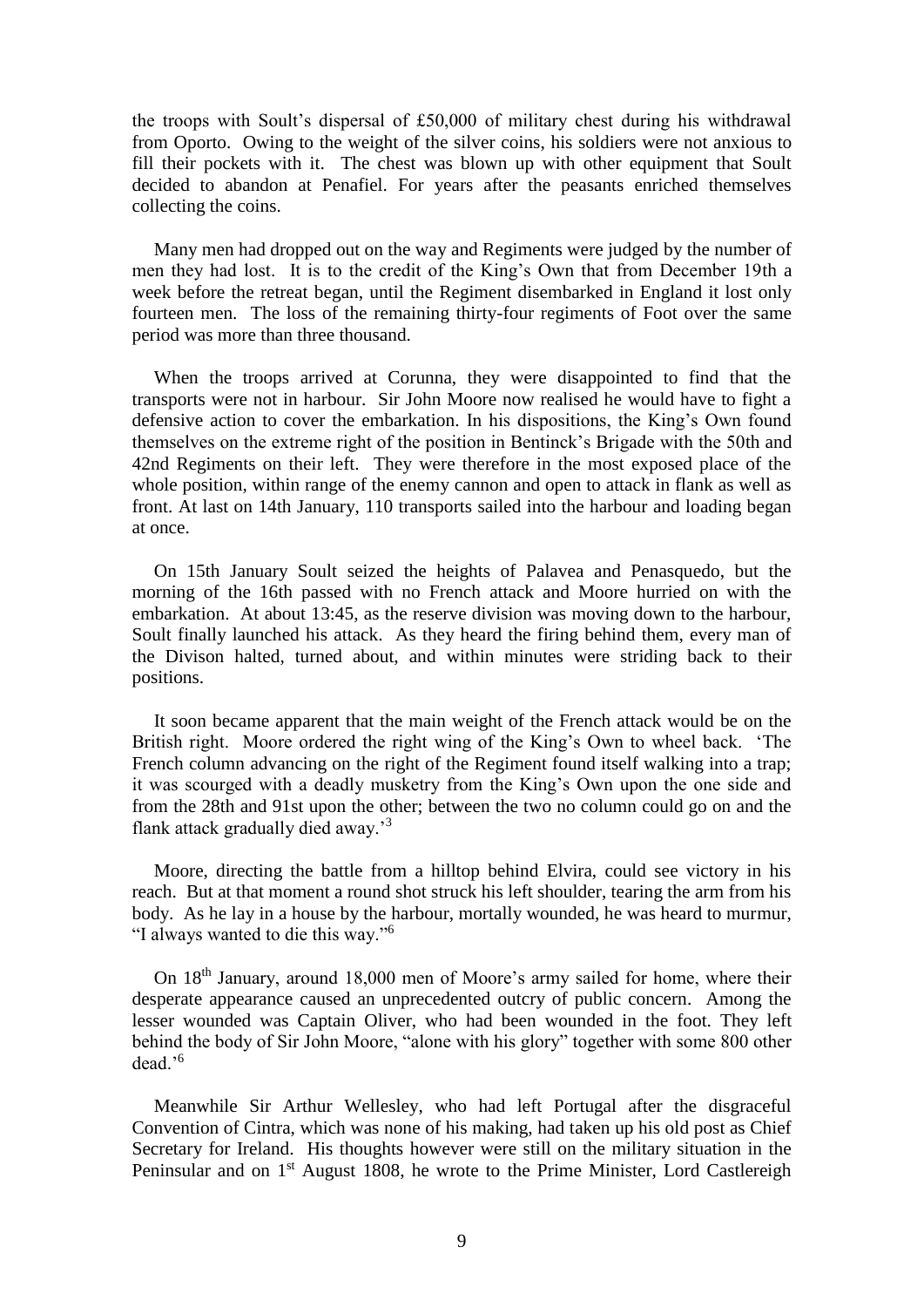the troops with Soult's dispersal of £50,000 of military chest during his withdrawal from Oporto. Owing to the weight of the silver coins, his soldiers were not anxious to fill their pockets with it. The chest was blown up with other equipment that Soult decided to abandon at Penafiel. For years after the peasants enriched themselves collecting the coins.

Many men had dropped out on the way and Regiments were judged by the number of men they had lost. It is to the credit of the King's Own that from December 19th a week before the retreat began, until the Regiment disembarked in England it lost only fourteen men. The loss of the remaining thirty-four regiments of Foot over the same period was more than three thousand.

When the troops arrived at Corunna, they were disappointed to find that the transports were not in harbour. Sir John Moore now realised he would have to fight a defensive action to cover the embarkation. In his dispositions, the King's Own found themselves on the extreme right of the position in Bentinck's Brigade with the 50th and 42nd Regiments on their left. They were therefore in the most exposed place of the whole position, within range of the enemy cannon and open to attack in flank as well as front. At last on 14th January, 110 transports sailed into the harbour and loading began at once.

On 15th January Soult seized the heights of Palavea and Penasquedo, but the morning of the 16th passed with no French attack and Moore hurried on with the embarkation. At about 13:45, as the reserve division was moving down to the harbour, Soult finally launched his attack. As they heard the firing behind them, every man of the Divison halted, turned about, and within minutes were striding back to their positions.

It soon became apparent that the main weight of the French attack would be on the British right. Moore ordered the right wing of the King's Own to wheel back. 'The French column advancing on the right of the Regiment found itself walking into a trap; it was scourged with a deadly musketry from the King's Own upon the one side and from the 28th and 91st upon the other; between the two no column could go on and the flank attack gradually died away.'[3]

Moore, directing the battle from a hilltop behind Elvira, could see victory in his reach. But at that moment a round shot struck his left shoulder, tearing the arm from his body. As he lay in a house by the harbour, mortally wounded, he was heard to murmur, "I always wanted to die this way."[6]

On 18th January, around 18,000 men of Moore's army sailed for home, where their desperate appearance caused an unprecedented outcry of public concern. Among the lesser wounded was Captain Oliver, who had been wounded in the foot. They left behind the body of Sir John Moore, "alone with his glory" together with some 800 other dead.'[6]

Meanwhile Sir Arthur Wellesley, who had left Portugal after the disgraceful Convention of Cintra, which was none of his making, had taken up his old post as Chief Secretary for Ireland. His thoughts however were still on the military situation in the Peninsular and on 1st August 1808, he wrote to the Prime Minister, Lord Castlereigh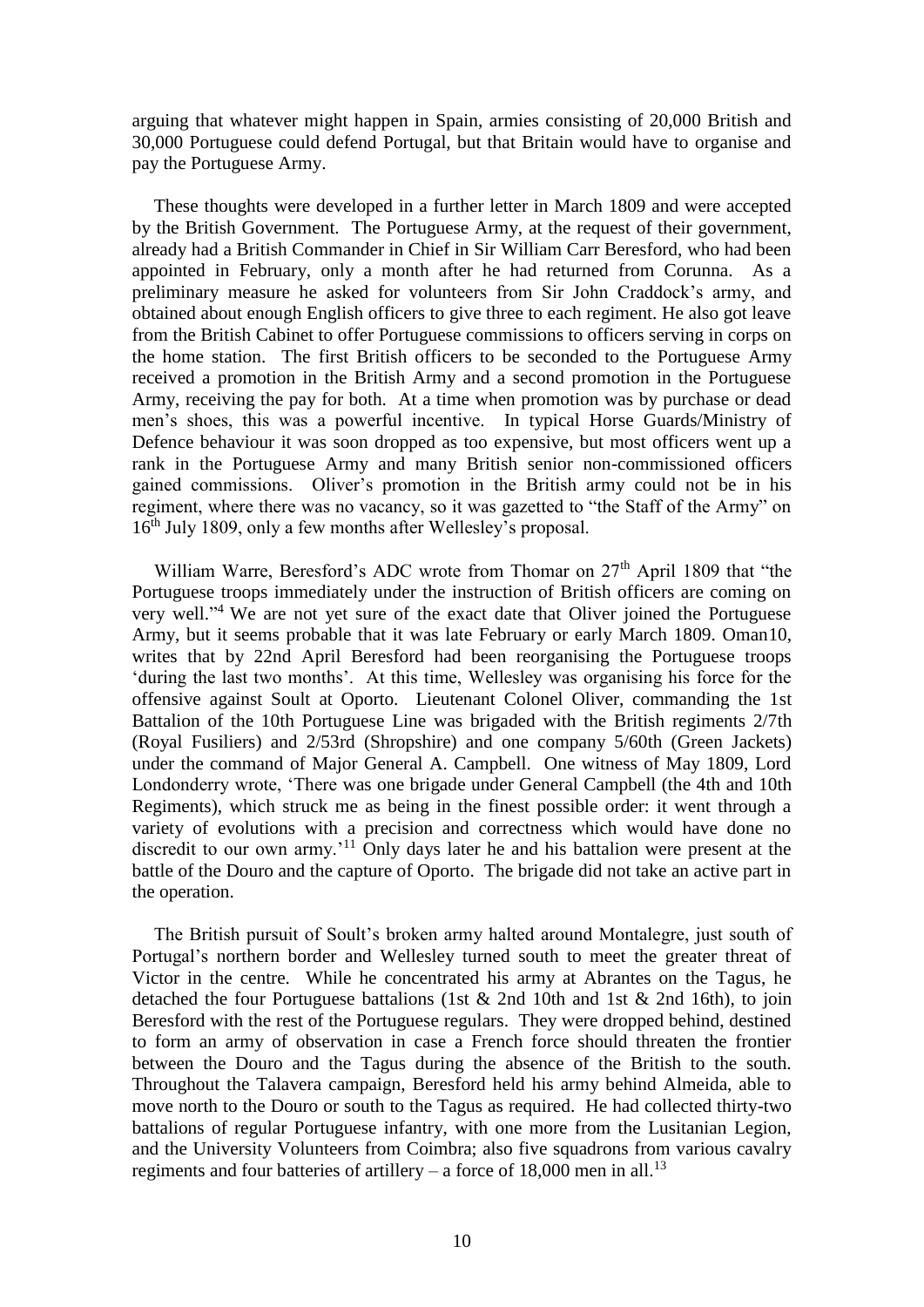arguing that whatever might happen in Spain, armies consisting of 20,000 British and 30,000 Portuguese could defend Portugal, but that Britain would have to organise and pay the Portuguese Army.

These thoughts were developed in a further letter in March 1809 and were accepted by the British Government. The Portuguese Army, at the request of their government, already had a British Commander in Chief in Sir William Carr Beresford, who had been appointed in February, only a month after he had returned from Corunna. As a preliminary measure he asked for volunteers from Sir John Craddock's army, and obtained about enough English officers to give three to each regiment. He also got leave from the British Cabinet to offer Portuguese commissions to officers serving in corps on the home station. The first British officers to be seconded to the Portuguese Army received a promotion in the British Army and a second promotion in the Portuguese Army, receiving the pay for both. At a time when promotion was by purchase or dead men's shoes, this was a powerful incentive. In typical Horse Guards/Ministry of Defence behaviour it was soon dropped as too expensive, but most officers went up a rank in the Portuguese Army and many British senior non-commissioned officers gained commissions. Oliver's promotion in the British army could not be in his regiment, where there was no vacancy, so it was gazetted to "the Staff of the Army" on 16th July 1809, only a few months after Wellesley's proposal.

William Warre, Beresford's ADC wrote from Thomar on 27th April 1809 that "the Portuguese troops immediately under the instruction of British officers are coming on very well."[4] We are not yet sure of the exact date that Oliver joined the Portuguese Army, but it seems probable that it was late February or early March 1809. Oman10, writes that by 22nd April Beresford had been reorganising the Portuguese troops 'during the last two months'. At this time, Wellesley was organising his force for the offensive against Soult at Oporto. Lieutenant Colonel Oliver, commanding the 1st Battalion of the 10th Portuguese Line was brigaded with the British regiments 2/7th (Royal Fusiliers) and 2/53rd (Shropshire) and one company 5/60th (Green Jackets) under the command of Major General A. Campbell. One witness of May 1809, Lord Londonderry wrote, 'There was one brigade under General Campbell (the 4th and 10th Regiments), which struck me as being in the finest possible order: it went through a variety of evolutions with a precision and correctness which would have done no discredit to our own army.'[11] Only days later he and his battalion were present at the battle of the Douro and the capture of Oporto. The brigade did not take an active part in the operation.

The British pursuit of Soult's broken army halted around Montalegre, just south of Portugal's northern border and Wellesley turned south to meet the greater threat of Victor in the centre. While he concentrated his army at Abrantes on the Tagus, he detached the four Portuguese battalions (1st & 2nd 10th and 1st & 2nd 16th), to join Beresford with the rest of the Portuguese regulars. They were dropped behind, destined to form an army of observation in case a French force should threaten the frontier between the Douro and the Tagus during the absence of the British to the south. Throughout the Talavera campaign, Beresford held his army behind Almeida, able to move north to the Douro or south to the Tagus as required. He had collected thirty-two battalions of regular Portuguese infantry, with one more from the Lusitanian Legion, and the University Volunteers from Coimbra; also five squadrons from various cavalry regiments and four batteries of artillery – a force of 18,000 men in all.[13]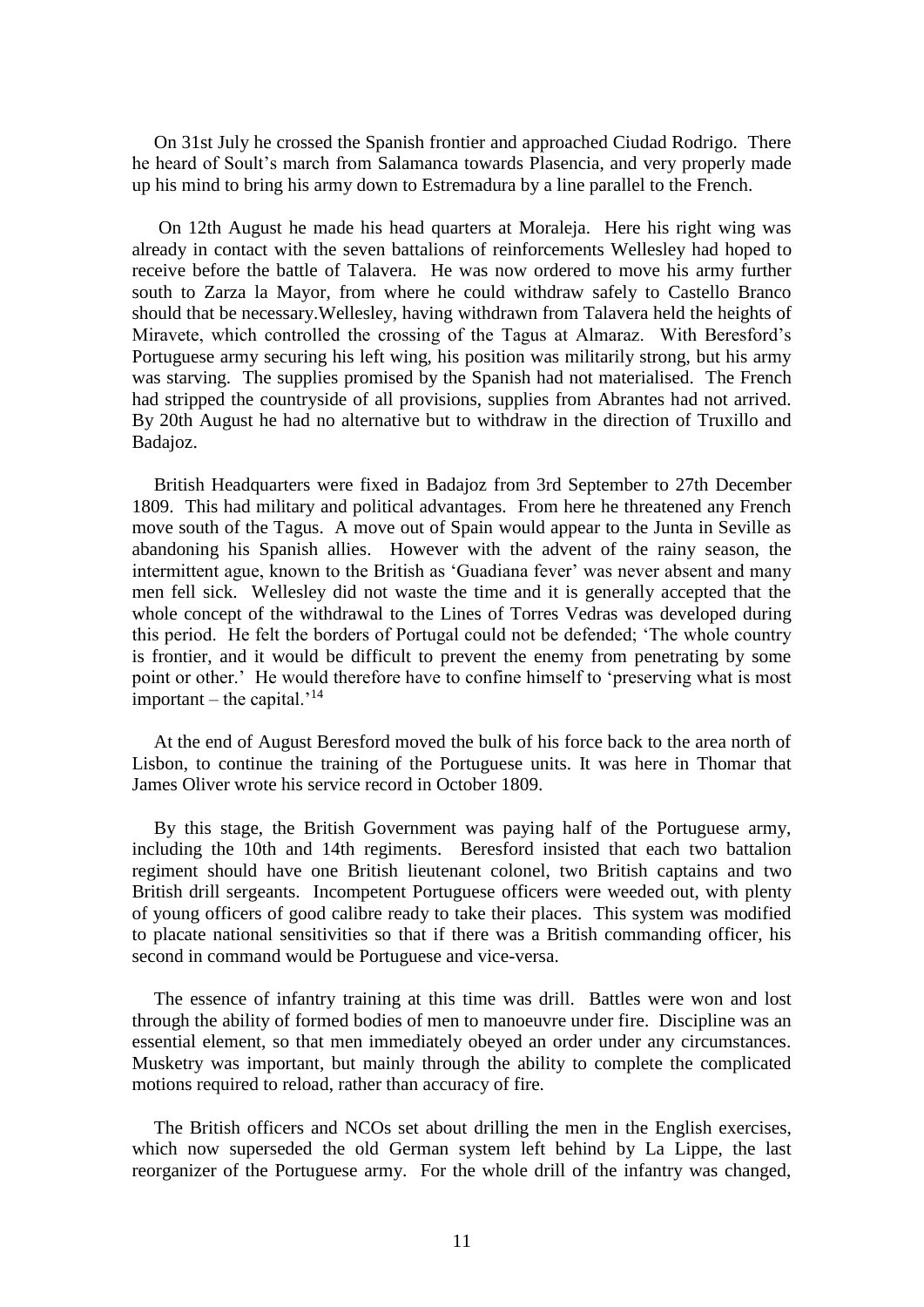On 31st July he crossed the Spanish frontier and approached Ciudad Rodrigo. There he heard of Soult's march from Salamanca towards Plasencia, and very properly made up his mind to bring his army down to Estremadura by a line parallel to the French.

On 12th August he made his head quarters at Moraleja. Here his right wing was already in contact with the seven battalions of reinforcements Wellesley had hoped to receive before the battle of Talavera. He was now ordered to move his army further south to Zarza la Mayor, from where he could withdraw safely to Castello Branco should that be necessary.Wellesley, having withdrawn from Talavera held the heights of Miravete, which controlled the crossing of the Tagus at Almaraz. With Beresford's Portuguese army securing his left wing, his position was militarily strong, but his army was starving. The supplies promised by the Spanish had not materialised. The French had stripped the countryside of all provisions, supplies from Abrantes had not arrived. By 20th August he had no alternative but to withdraw in the direction of Truxillo and Badajoz.

British Headquarters were fixed in Badajoz from 3rd September to 27th December 1809. This had military and political advantages. From here he threatened any French move south of the Tagus. A move out of Spain would appear to the Junta in Seville as abandoning his Spanish allies. However with the advent of the rainy season, the intermittent ague, known to the British as 'Guadiana fever' was never absent and many men fell sick. Wellesley did not waste the time and it is generally accepted that the whole concept of the withdrawal to the Lines of Torres Vedras was developed during this period. He felt the borders of Portugal could not be defended; 'The whole country is frontier, and it would be difficult to prevent the enemy from penetrating by some point or other.' He would therefore have to confine himself to 'preserving what is most important – the capital.'[14]

At the end of August Beresford moved the bulk of his force back to the area north of Lisbon, to continue the training of the Portuguese units. It was here in Thomar that James Oliver wrote his service record in October 1809.

By this stage, the British Government was paying half of the Portuguese army, including the 10th and 14th regiments. Beresford insisted that each two battalion regiment should have one British lieutenant colonel, two British captains and two British drill sergeants. Incompetent Portuguese officers were weeded out, with plenty of young officers of good calibre ready to take their places. This system was modified to placate national sensitivities so that if there was a British commanding officer, his second in command would be Portuguese and vice-versa.

The essence of infantry training at this time was drill. Battles were won and lost through the ability of formed bodies of men to manoeuvre under fire. Discipline was an essential element, so that men immediately obeyed an order under any circumstances. Musketry was important, but mainly through the ability to complete the complicated motions required to reload, rather than accuracy of fire.

The British officers and NCOs set about drilling the men in the English exercises, which now superseded the old German system left behind by La Lippe, the last reorganizer of the Portuguese army. For the whole drill of the infantry was changed,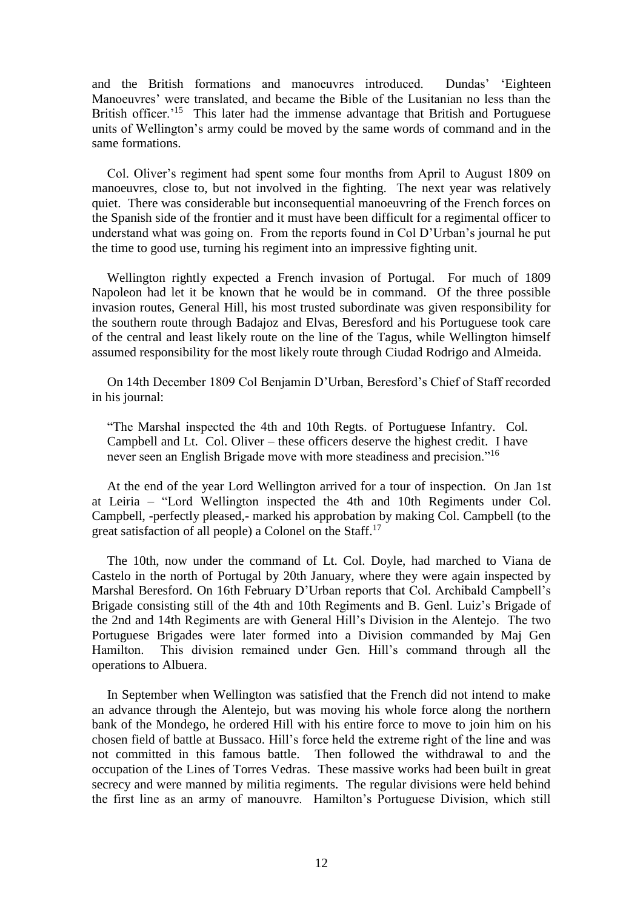and the British formations and manoeuvres introduced. Dundas' 'Eighteen Manoeuvres' were translated, and became the Bible of the Lusitanian no less than the British officer.'[15] This later had the immense advantage that British and Portuguese units of Wellington's army could be moved by the same words of command and in the same formations.

Col. Oliver's regiment had spent some four months from April to August 1809 on manoeuvres, close to, but not involved in the fighting. The next year was relatively quiet. There was considerable but inconsequential manoeuvring of the French forces on the Spanish side of the frontier and it must have been difficult for a regimental officer to understand what was going on. From the reports found in Col D'Urban's journal he put the time to good use, turning his regiment into an impressive fighting unit.

Wellington rightly expected a French invasion of Portugal. For much of 1809 Napoleon had let it be known that he would be in command. Of the three possible invasion routes, General Hill, his most trusted subordinate was given responsibility for the southern route through Badajoz and Elvas, Beresford and his Portuguese took care of the central and least likely route on the line of the Tagus, while Wellington himself assumed responsibility for the most likely route through Ciudad Rodrigo and Almeida.

On 14th December 1809 Col Benjamin D'Urban, Beresford's Chief of Staff recorded in his journal:

> "The Marshal inspected the 4th and 10th Regts. of Portuguese Infantry. Col. Campbell and Lt. Col. Oliver – these officers deserve the highest credit. I have never seen an English Brigade move with more steadiness and precision."[16]

At the end of the year Lord Wellington arrived for a tour of inspection. On Jan 1st at Leiria – "Lord Wellington inspected the 4th and 10th Regiments under Col. Campbell, -perfectly pleased,- marked his approbation by making Col. Campbell (to the great satisfaction of all people) a Colonel on the Staff.[17]

The 10th, now under the command of Lt. Col. Doyle, had marched to Viana de Castelo in the north of Portugal by 20th January, where they were again inspected by Marshal Beresford. On 16th February D'Urban reports that Col. Archibald Campbell's Brigade consisting still of the 4th and 10th Regiments and B. Genl. Luiz's Brigade of the 2nd and 14th Regiments are with General Hill's Division in the Alentejo. The two Portuguese Brigades were later formed into a Division commanded by Maj Gen Hamilton. This division remained under Gen. Hill's command through all the operations to Albuera.

In September when Wellington was satisfied that the French did not intend to make an advance through the Alentejo, but was moving his whole force along the northern bank of the Mondego, he ordered Hill with his entire force to move to join him on his chosen field of battle at Bussaco. Hill's force held the extreme right of the line and was not committed in this famous battle. Then followed the withdrawal to and the occupation of the Lines of Torres Vedras. These massive works had been built in great secrecy and were manned by militia regiments. The regular divisions were held behind the first line as an army of manouvre. Hamilton's Portuguese Division, which still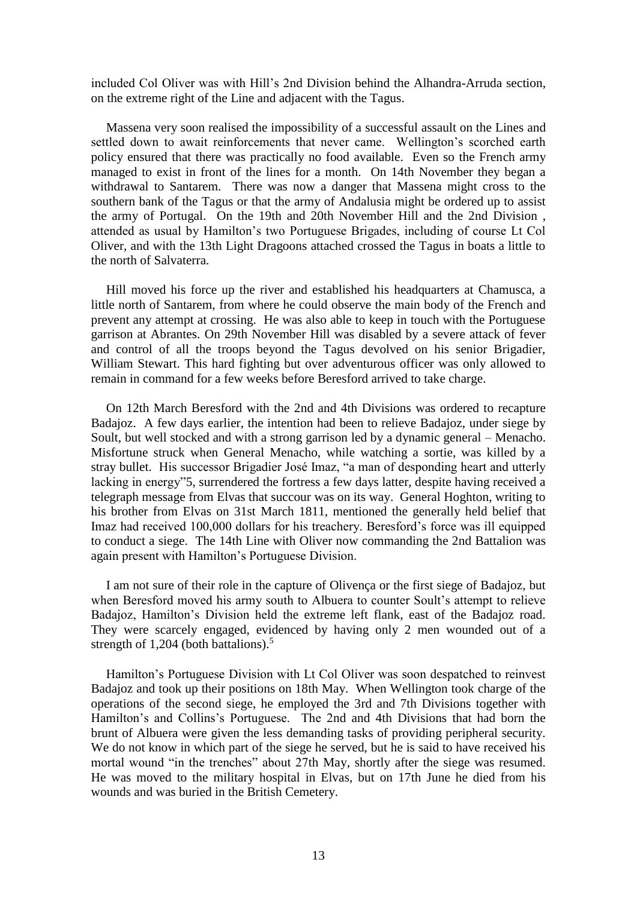included Col Oliver was with Hill's 2nd Division behind the Alhandra-Arruda section, on the extreme right of the Line and adjacent with the Tagus.

Massena very soon realised the impossibility of a successful assault on the Lines and settled down to await reinforcements that never came. Wellington's scorched earth policy ensured that there was practically no food available. Even so the French army managed to exist in front of the lines for a month. On 14th November they began a withdrawal to Santarem. There was now a danger that Massena might cross to the southern bank of the Tagus or that the army of Andalusia might be ordered up to assist the army of Portugal. On the 19th and 20th November Hill and the 2nd Division , attended as usual by Hamilton's two Portuguese Brigades, including of course Lt Col Oliver, and with the 13th Light Dragoons attached crossed the Tagus in boats a little to the north of Salvaterra.

Hill moved his force up the river and established his headquarters at Chamusca, a little north of Santarem, from where he could observe the main body of the French and prevent any attempt at crossing. He was also able to keep in touch with the Portuguese garrison at Abrantes. On 29th November Hill was disabled by a severe attack of fever and control of all the troops beyond the Tagus devolved on his senior Brigadier, William Stewart. This hard fighting but over adventurous officer was only allowed to remain in command for a few weeks before Beresford arrived to take charge.

On 12th March Beresford with the 2nd and 4th Divisions was ordered to recapture Badajoz. A few days earlier, the intention had been to relieve Badajoz, under siege by Soult, but well stocked and with a strong garrison led by a dynamic general – Menacho. Misfortune struck when General Menacho, while watching a sortie, was killed by a stray bullet. His successor Brigadier José Imaz, "a man of desponding heart and utterly lacking in energy"5, surrendered the fortress a few days latter, despite having received a telegraph message from Elvas that succour was on its way. General Hoghton, writing to his brother from Elvas on 31st March 1811, mentioned the generally held belief that Imaz had received 100,000 dollars for his treachery. Beresford's force was ill equipped to conduct a siege. The 14th Line with Oliver now commanding the 2nd Battalion was again present with Hamilton's Portuguese Division.

I am not sure of their role in the capture of Olivença or the first siege of Badajoz, but when Beresford moved his army south to Albuera to counter Soult's attempt to relieve Badajoz, Hamilton's Division held the extreme left flank, east of the Badajoz road. They were scarcely engaged, evidenced by having only 2 men wounded out of a strength of 1,204 (both battalions).[5]

Hamilton's Portuguese Division with Lt Col Oliver was soon despatched to reinvest Badajoz and took up their positions on 18th May. When Wellington took charge of the operations of the second siege, he employed the 3rd and 7th Divisions together with Hamilton's and Collins's Portuguese. The 2nd and 4th Divisions that had born the brunt of Albuera were given the less demanding tasks of providing peripheral security. We do not know in which part of the siege he served, but he is said to have received his mortal wound "in the trenches" about 27th May, shortly after the siege was resumed. He was moved to the military hospital in Elvas, but on 17th June he died from his wounds and was buried in the British Cemetery.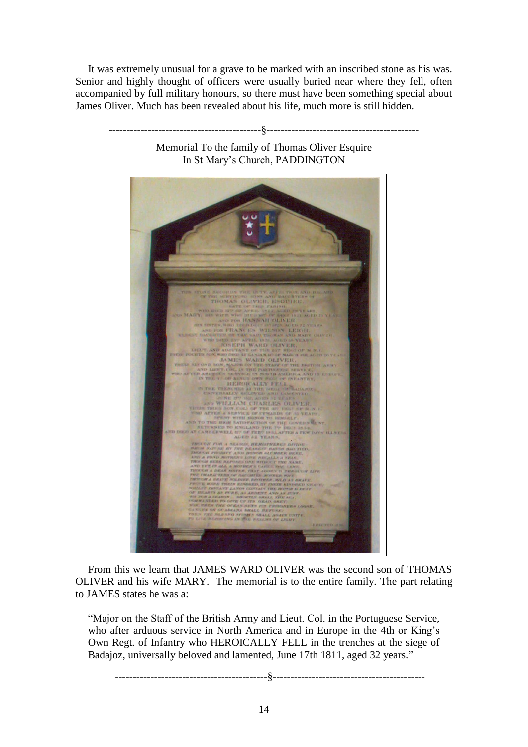It was extremely unusual for a grave to be marked with an inscribed stone as his was. Senior and highly thought of officers were usually buried near where they fell, often accompanied by full military honours, so there must have been something special about James Oliver. Much has been revealed about his life, much more is still hidden.

------------------------------------------§------------------------------------------

Memorial To the family of Thomas Oliver Esquire
In St Mary's Church, PADDINGTON

From this we learn that JAMES WARD OLIVER was the second son of THOMAS OLIVER and his wife MARY. The memorial is to the entire family. The part relating to JAMES states he was a:

> "Major on the Staff of the British Army and Lieut. Col. in the Portuguese Service, who after arduous service in North America and in Europe in the 4th or King's Own Regt. of Infantry who HEROICALLY FELL in the trenches at the siege of Badajoz, universally beloved and lamented, June 17th 1811, aged 32 years."

------------------------------------------§------------------------------------------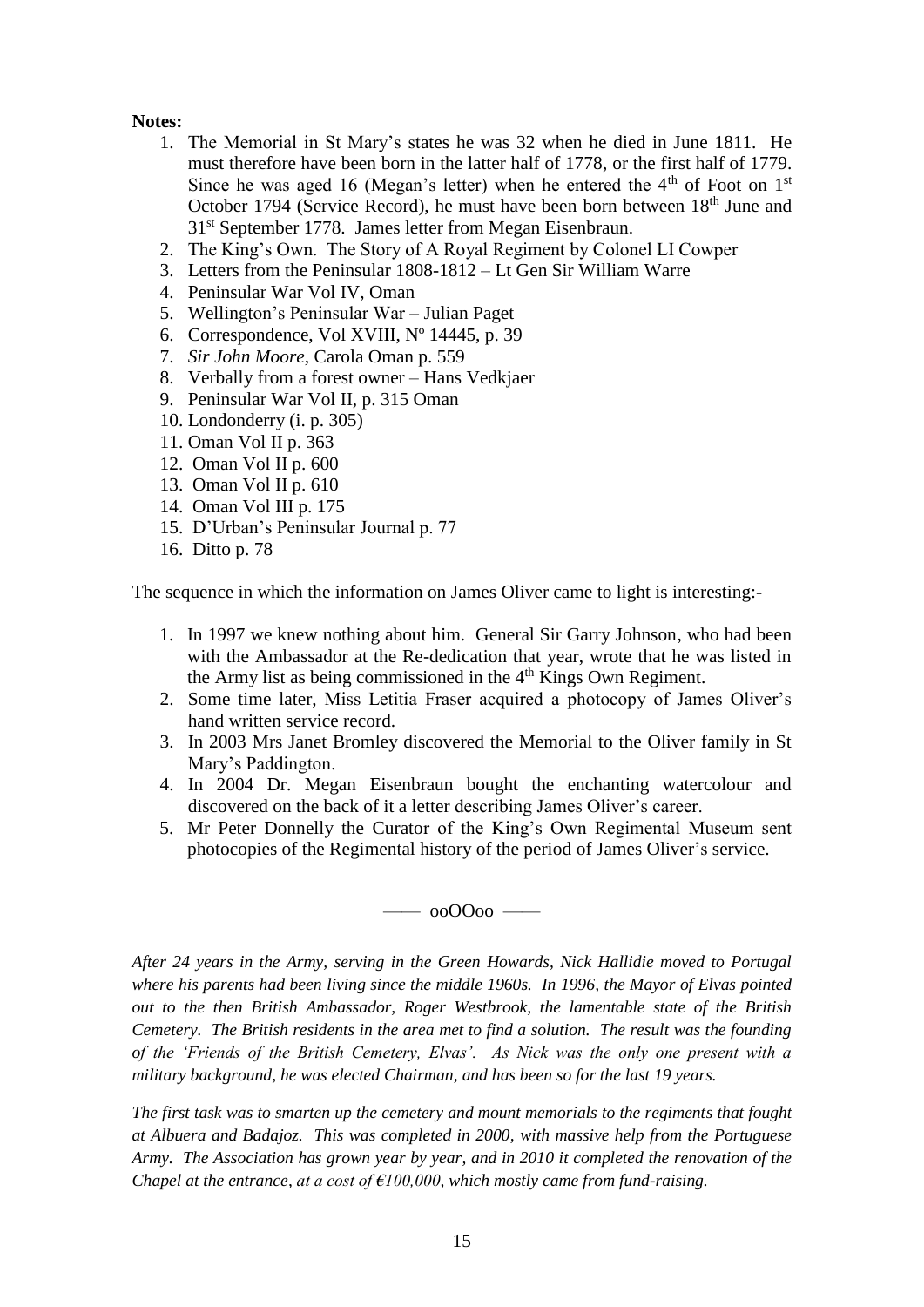**Notes:**

1. The Memorial in St Mary's states he was 32 when he died in June 1811. He must therefore have been born in the latter half of 1778, or the first half of 1779. Since he was aged 16 (Megan's letter) when he entered the 4th of Foot on 1st October 1794 (Service Record), he must have been born between 18th June and 31st September 1778. James letter from Megan Eisenbraun.
2. The King's Own. The Story of A Royal Regiment by Colonel LI Cowper
3. Letters from the Peninsular 1808-1812 – Lt Gen Sir William Warre
4. Peninsular War Vol IV, Oman
5. Wellington's Peninsular War – Julian Paget
6. Correspondence, Vol XVIII, Nº 14445, p. 39
7. *Sir John Moore*, Carola Oman p. 559
8. Verbally from a forest owner – Hans Vedkjaer
9. Peninsular War Vol II, p. 315 Oman
10. Londonderry (i. p. 305)
11. Oman Vol II p. 363
12. Oman Vol II p. 600
13. Oman Vol II p. 610
14. Oman Vol III p. 175
15. D'Urban's Peninsular Journal p. 77
16. Ditto p. 78

The sequence in which the information on James Oliver came to light is interesting:-

1. In 1997 we knew nothing about him. General Sir Garry Johnson, who had been with the Ambassador at the Re-dedication that year, wrote that he was listed in the Army list as being commissioned in the 4th Kings Own Regiment.
2. Some time later, Miss Letitia Fraser acquired a photocopy of James Oliver's hand written service record.
3. In 2003 Mrs Janet Bromley discovered the Memorial to the Oliver family in St Mary's Paddington.
4. In 2004 Dr. Megan Eisenbraun bought the enchanting watercolour and discovered on the back of it a letter describing James Oliver's career.
5. Mr Peter Donnelly the Curator of the King's Own Regimental Museum sent photocopies of the Regimental history of the period of James Oliver's service.

—— ooOOoo ——

*After 24 years in the Army, serving in the Green Howards, Nick Hallidie moved to Portugal where his parents had been living since the middle 1960s. In 1996, the Mayor of Elvas pointed out to the then British Ambassador, Roger Westbrook, the lamentable state of the British Cemetery. The British residents in the area met to find a solution. The result was the founding of the 'Friends of the British Cemetery, Elvas'. As Nick was the only one present with a military background, he was elected Chairman, and has been so for the last 19 years.*

*The first task was to smarten up the cemetery and mount memorials to the regiments that fought at Albuera and Badajoz. This was completed in 2000, with massive help from the Portuguese Army. The Association has grown year by year, and in 2010 it completed the renovation of the Chapel at the entrance, at a cost of €100,000, which mostly came from fund-raising.*